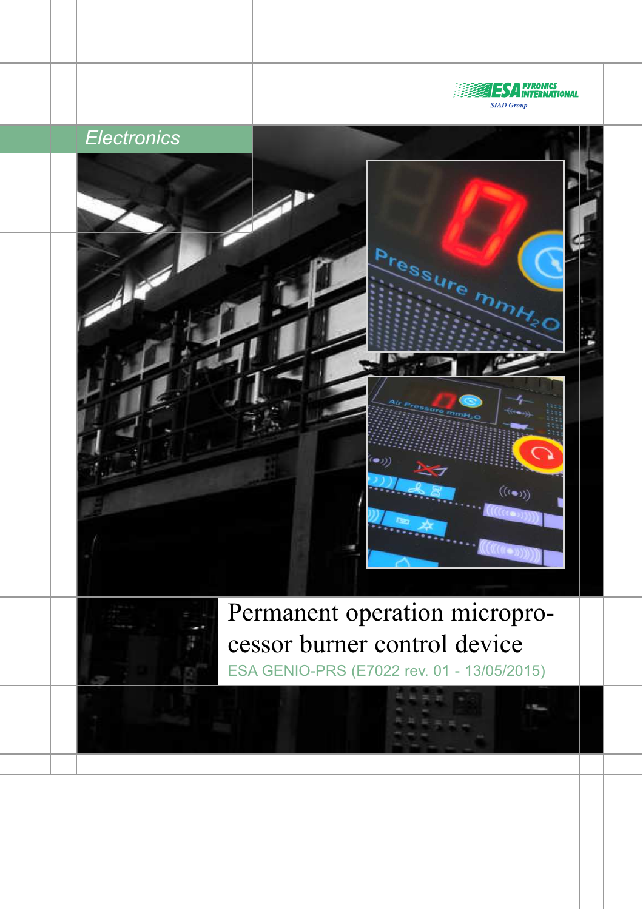ESA PYRONICS INTERNATIONAL
SIAD Group

*Electronics*

# Permanent operation microprocessor burner control device

ESA GENIO-PRS (E7022 rev. 01 - 13/05/2015)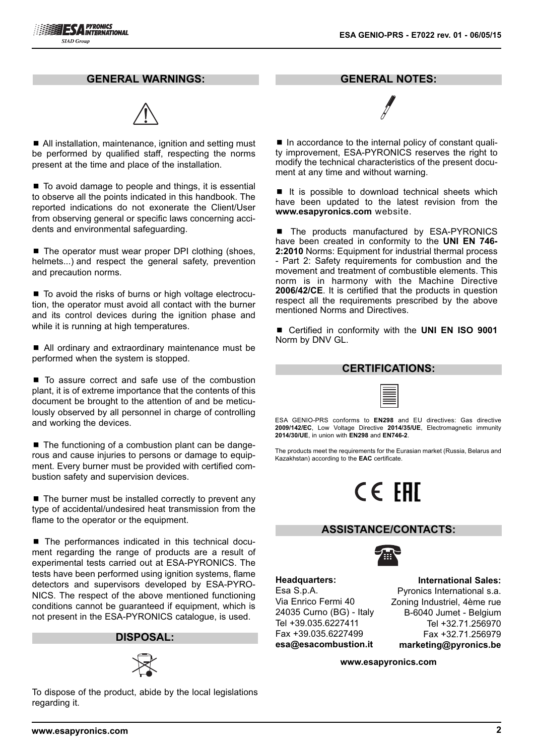## GENERAL WARNINGS:

■ All installation, maintenance, ignition and setting must be performed by qualified staff, respecting the norms present at the time and place of the installation.

■ To avoid damage to people and things, it is essential to observe all the points indicated in this handbook. The reported indications do not exonerate the Client/User from observing general or specific laws concerning accidents and environmental safeguarding.

■ The operator must wear proper DPI clothing (shoes, helmets...) and respect the general safety, prevention and precaution norms.

■ To avoid the risks of burns or high voltage electrocution, the operator must avoid all contact with the burner and its control devices during the ignition phase and while it is running at high temperatures.

■ All ordinary and extraordinary maintenance must be performed when the system is stopped.

■ To assure correct and safe use of the combustion plant, it is of extreme importance that the contents of this document be brought to the attention of and be meticulously observed by all personnel in charge of controlling and working the devices.

■ The functioning of a combustion plant can be dangerous and cause injuries to persons or damage to equipment. Every burner must be provided with certified combustion safety and supervision devices.

■ The burner must be installed correctly to prevent any type of accidental/undesired heat transmission from the flame to the operator or the equipment.

■ The performances indicated in this technical document regarding the range of products are a result of experimental tests carried out at ESA-PYRONICS. The tests have been performed using ignition systems, flame detectors and supervisors developed by ESA-PYRONICS. The respect of the above mentioned functioning conditions cannot be guaranteed if equipment, which is not present in the ESA-PYRONICS catalogue, is used.

## DISPOSAL:

To dispose of the product, abide by the local legislations regarding it.

## GENERAL NOTES:

■ In accordance to the internal policy of constant quality improvement, ESA-PYRONICS reserves the right to modify the technical characteristics of the present document at any time and without warning.

■ It is possible to download technical sheets which have been updated to the latest revision from the **www.esapyronics.com** website.

■ The products manufactured by ESA-PYRONICS have been created in conformity to the **UNI EN 746-2:2010** Norms: Equipment for industrial thermal process - Part 2: Safety requirements for combustion and the movement and treatment of combustible elements. This norm is in harmony with the Machine Directive **2006/42/CE**. It is certified that the products in question respect all the requirements prescribed by the above mentioned Norms and Directives.

■ Certified in conformity with the **UNI EN ISO 9001** Norm by DNV GL.

## CERTIFICATIONS:

ESA GENIO-PRS conforms to **EN298** and EU directives: Gas directive **2009/142/EC**, Low Voltage Directive **2014/35/UE**, Electromagnetic immunity **2014/30/UE**, in union with **EN298** and **EN746-2**.

The products meet the requirements for the Eurasian market (Russia, Belarus and Kazakhstan) according to the **EAC** certificate.

CE EAC

## ASSISTANCE/CONTACTS:

**Headquarters:**
Esa S.p.A.
Via Enrico Fermi 40
24035 Curno (BG) - Italy
Tel +39.035.6227411
Fax +39.035.6227499
**esa@esacombustion.it**

**International Sales:**
Pyronics International s.a.
Zoning Industriel, 4ème rue
B-6040 Jumet - Belgium
Tel +32.71.256970
Fax +32.71.256979
**marketing@pyronics.be**

**www.esapyronics.com**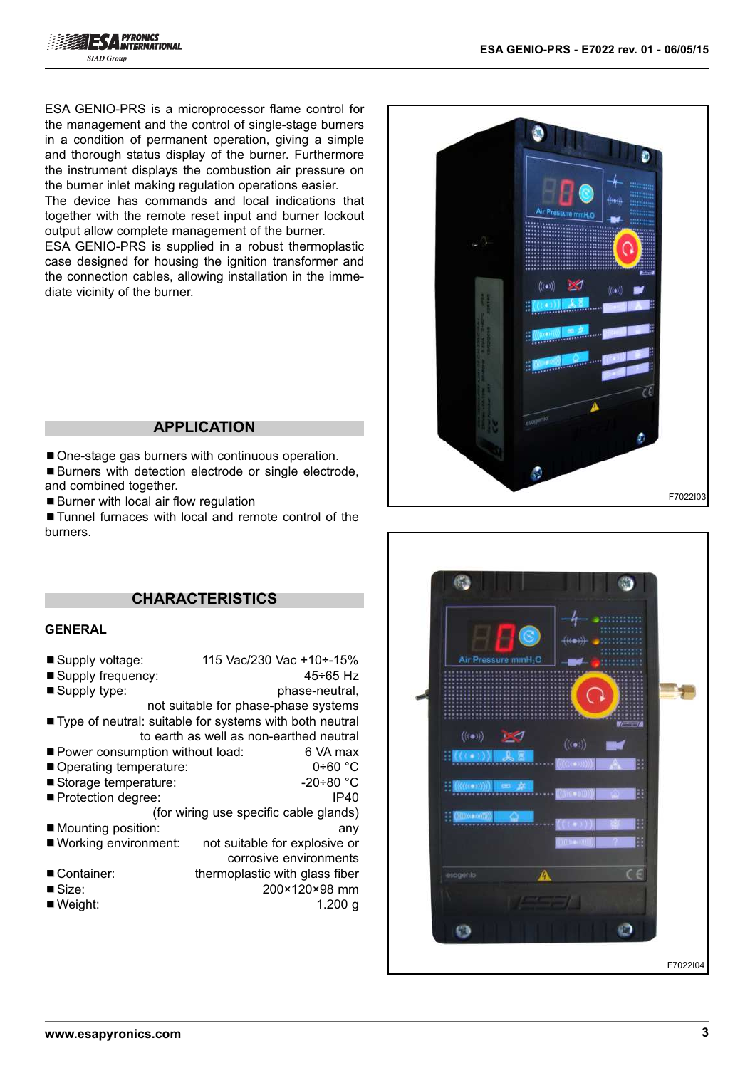ESA GENIO-PRS is a microprocessor flame control for the management and the control of single-stage burners in a condition of permanent operation, giving a simple and thorough status display of the burner. Furthermore the instrument displays the combustion air pressure on the burner inlet making regulation operations easier.
The device has commands and local indications that together with the remote reset input and burner lockout output allow complete management of the burner.
ESA GENIO-PRS is supplied in a robust thermoplastic case designed for housing the ignition transformer and the connection cables, allowing installation in the immediate vicinity of the burner.

F7022I03

F7022I04

## APPLICATION

- One-stage gas burners with continuous operation.
- Burners with detection electrode or single electrode, and combined together.
- Burner with local air flow regulation
- Tunnel furnaces with local and remote control of the burners.

## CHARACTERISTICS

### GENERAL

- Supply voltage: 115 Vac/230 Vac +10÷-15%
- Supply frequency: 45÷65 Hz
- Supply type: phase-neutral, not suitable for phase-phase systems
- Type of neutral: suitable for systems with both neutral to earth as well as non-earthed neutral
- Power consumption without load: 6 VA max
- Operating temperature: 0÷60 °C
- Storage temperature: -20÷80 °C
- Protection degree: IP40 (for wiring use specific cable glands)
- Mounting position: any
- Working environment: not suitable for explosive or corrosive environments
- Container: thermoplastic with glass fiber
- Size: 200×120×98 mm
- Weight: 1.200 g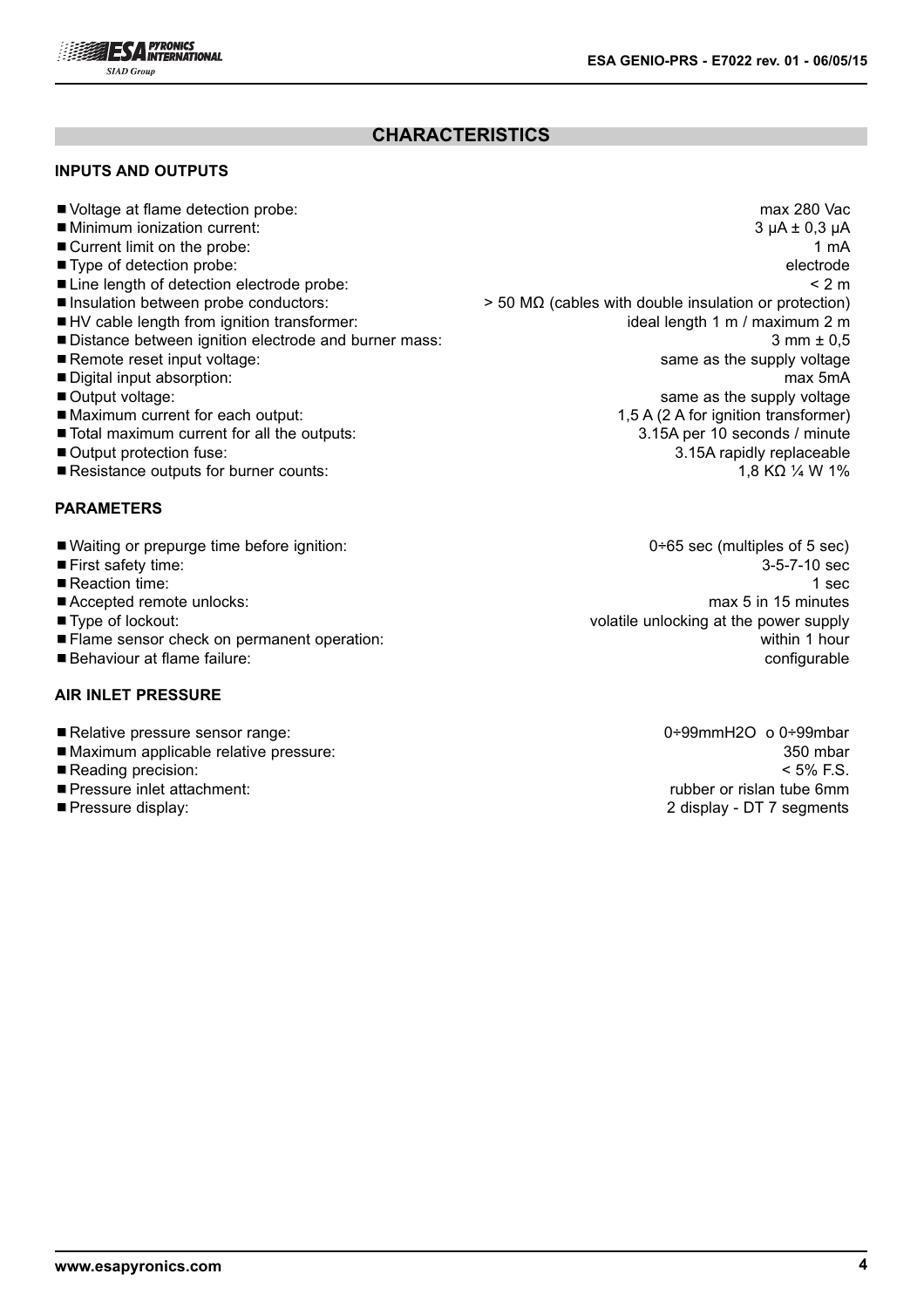## CHARACTERISTICS

### INPUTS AND OUTPUTS

- Voltage at flame detection probe: max 280 Vac
- Minimum ionization current: 3 μA ± 0,3 μA
- Current limit on the probe: 1 mA
- Type of detection probe: electrode
- Line length of detection electrode probe: < 2 m
- Insulation between probe conductors: > 50 MΩ (cables with double insulation or protection)
- HV cable length from ignition transformer: ideal length 1 m / maximum 2 m
- Distance between ignition electrode and burner mass: 3 mm ± 0,5
- Remote reset input voltage: same as the supply voltage
- Digital input absorption: max 5mA
- Output voltage: same as the supply voltage
- Maximum current for each output: 1,5 A (2 A for ignition transformer)
- Total maximum current for all the outputs: 3.15A per 10 seconds / minute
- Output protection fuse: 3.15A rapidly replaceable
- Resistance outputs for burner counts: 1,8 KΩ ¼ W 1%

### PARAMETERS

- Waiting or prepurge time before ignition: 0÷65 sec (multiples of 5 sec)
- First safety time: 3-5-7-10 sec
- Reaction time: 1 sec
- Accepted remote unlocks: max 5 in 15 minutes
- Type of lockout: volatile unlocking at the power supply
- Flame sensor check on permanent operation: within 1 hour
- Behaviour at flame failure: configurable

### AIR INLET PRESSURE

- Relative pressure sensor range: 0÷99mmH2O o 0÷99mbar
- Maximum applicable relative pressure: 350 mbar
- Reading precision: < 5% F.S.
- Pressure inlet attachment: rubber or rislan tube 6mm
- Pressure display: 2 display - DT 7 segments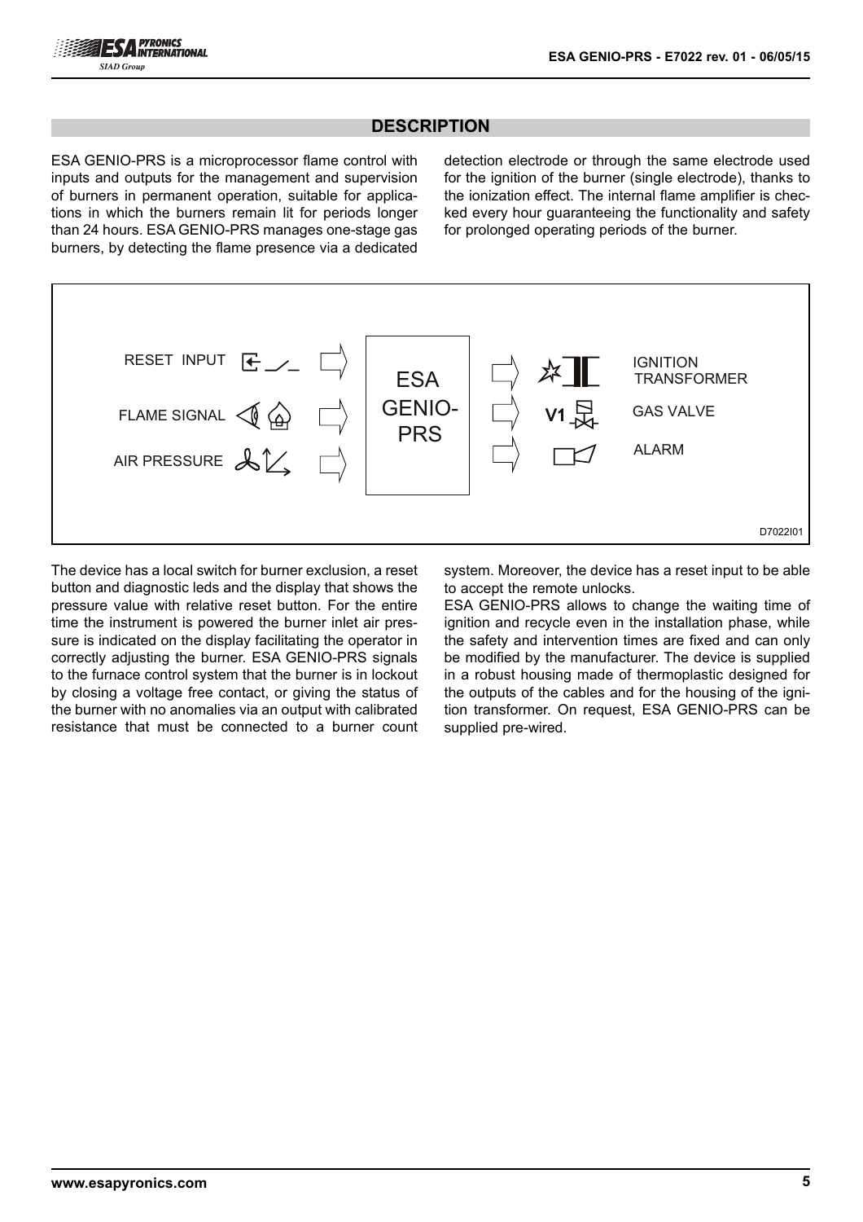## DESCRIPTION

ESA GENIO-PRS is a microprocessor flame control with inputs and outputs for the management and supervision of burners in permanent operation, suitable for applications in which the burners remain lit for periods longer than 24 hours. ESA GENIO-PRS manages one-stage gas burners, by detecting the flame presence via a dedicated detection electrode or through the same electrode used for the ignition of the burner (single electrode), thanks to the ionization effect. The internal flame amplifier is checked every hour guaranteeing the functionality and safety for prolonged operating periods of the burner.

RESET INPUT

FLAME SIGNAL

AIR PRESSURE

ESA GENIO-PRS

IGNITION TRANSFORMER

V1 GAS VALVE

ALARM

D7022I01

The device has a local switch for burner exclusion, a reset button and diagnostic leds and the display that shows the pressure value with relative reset button. For the entire time the instrument is powered the burner inlet air pressure is indicated on the display facilitating the operator in correctly adjusting the burner. ESA GENIO-PRS signals to the furnace control system that the burner is in lockout by closing a voltage free contact, or giving the status of the burner with no anomalies via an output with calibrated resistance that must be connected to a burner count system. Moreover, the device has a reset input to be able to accept the remote unlocks.

ESA GENIO-PRS allows to change the waiting time of ignition and recycle even in the installation phase, while the safety and intervention times are fixed and can only be modified by the manufacturer. The device is supplied in a robust housing made of thermoplastic designed for the outputs of the cables and for the housing of the ignition transformer. On request, ESA GENIO-PRS can be supplied pre-wired.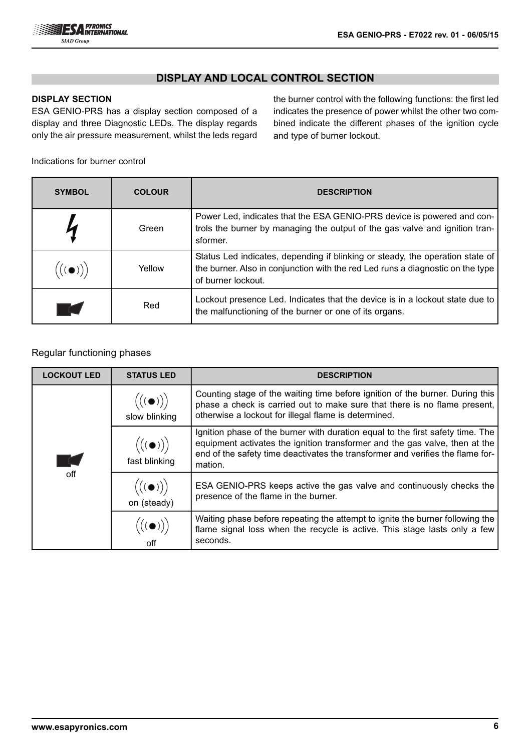## DISPLAY AND LOCAL CONTROL SECTION

### DISPLAY SECTION

ESA GENIO-PRS has a display section composed of a display and three Diagnostic LEDs. The display regards only the air pressure measurement, whilst the leds regard the burner control with the following functions: the first led indicates the presence of power whilst the other two combined indicate the different phases of the ignition cycle and type of burner lockout.

Indications for burner control

| SYMBOL | COLOUR | DESCRIPTION |
| --- | --- | --- |
| ϟ | Green | Power Led, indicates that the ESA GENIO-PRS device is powered and controls the burner by managing the output of the gas valve and ignition transformer. |
| ((( ● ))) | Yellow | Status Led indicates, depending if blinking or steady, the operation state of the burner. Also in conjunction with the red Led runs a diagnostic on the type of burner lockout. |
| ■ | Red | Lockout presence Led. Indicates that the device is in a lockout state due to the malfunctioning of the burner or one of its organs. |

Regular functioning phases

| LOCKOUT LED | STATUS LED | DESCRIPTION |
| --- | --- | --- |
| off | slow blinking | Counting stage of the waiting time before ignition of the burner. During this phase a check is carried out to make sure that there is no flame present, otherwise a lockout for illegal flame is determined. |
| off | fast blinking | Ignition phase of the burner with duration equal to the first safety time. The equipment activates the ignition transformer and the gas valve, then at the end of the safety time deactivates the transformer and verifies the flame formation. |
| off | on (steady) | ESA GENIO-PRS keeps active the gas valve and continuously checks the presence of the flame in the burner. |
| off | off | Waiting phase before repeating the attempt to ignite the burner following the flame signal loss when the recycle is active. This stage lasts only a few seconds. |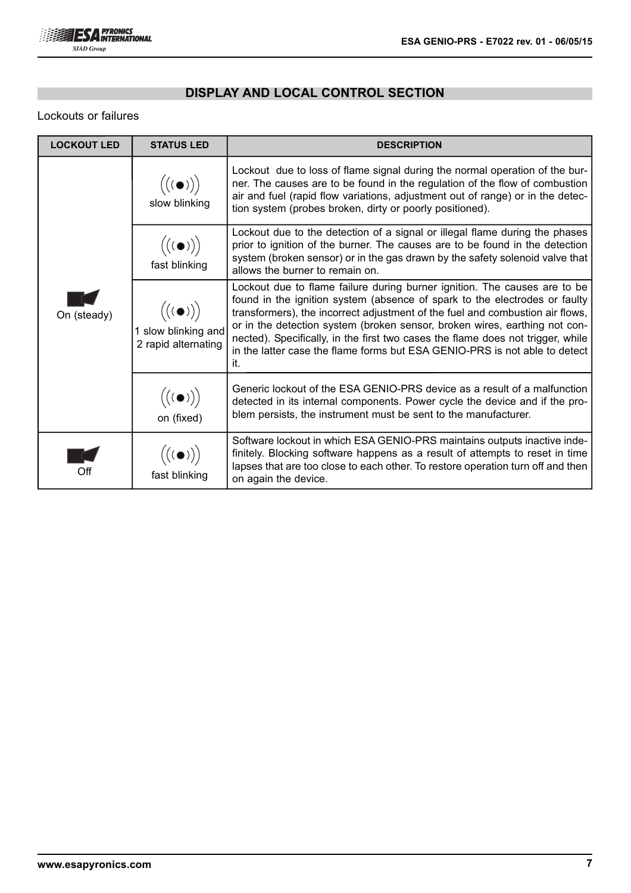## DISPLAY AND LOCAL CONTROL SECTION

Lockouts or failures

| LOCKOUT LED | STATUS LED | DESCRIPTION |
|---|---|---|
| On (steady) | slow blinking | Lockout due to loss of flame signal during the normal operation of the burner. The causes are to be found in the regulation of the flow of combustion air and fuel (rapid flow variations, adjustment out of range) or in the detection system (probes broken, dirty or poorly positioned). |
| | fast blinking | Lockout due to the detection of a signal or illegal flame during the phases prior to ignition of the burner. The causes are to be found in the detection system (broken sensor) or in the gas drawn by the safety solenoid valve that allows the burner to remain on. |
| | 1 slow blinking and 2 rapid alternating | Lockout due to flame failure during burner ignition. The causes are to be found in the ignition system (absence of spark to the electrodes or faulty transformers), the incorrect adjustment of the fuel and combustion air flows, or in the detection system (broken sensor, broken wires, earthing not connected). Specifically, in the first two cases the flame does not trigger, while in the latter case the flame forms but ESA GENIO-PRS is not able to detect it. |
| | on (fixed) | Generic lockout of the ESA GENIO-PRS device as a result of a malfunction detected in its internal components. Power cycle the device and if the problem persists, the instrument must be sent to the manufacturer. |
| Off | fast blinking | Software lockout in which ESA GENIO-PRS maintains outputs inactive indefinitely. Blocking software happens as a result of attempts to reset in time lapses that are too close to each other. To restore operation turn off and then on again the device. |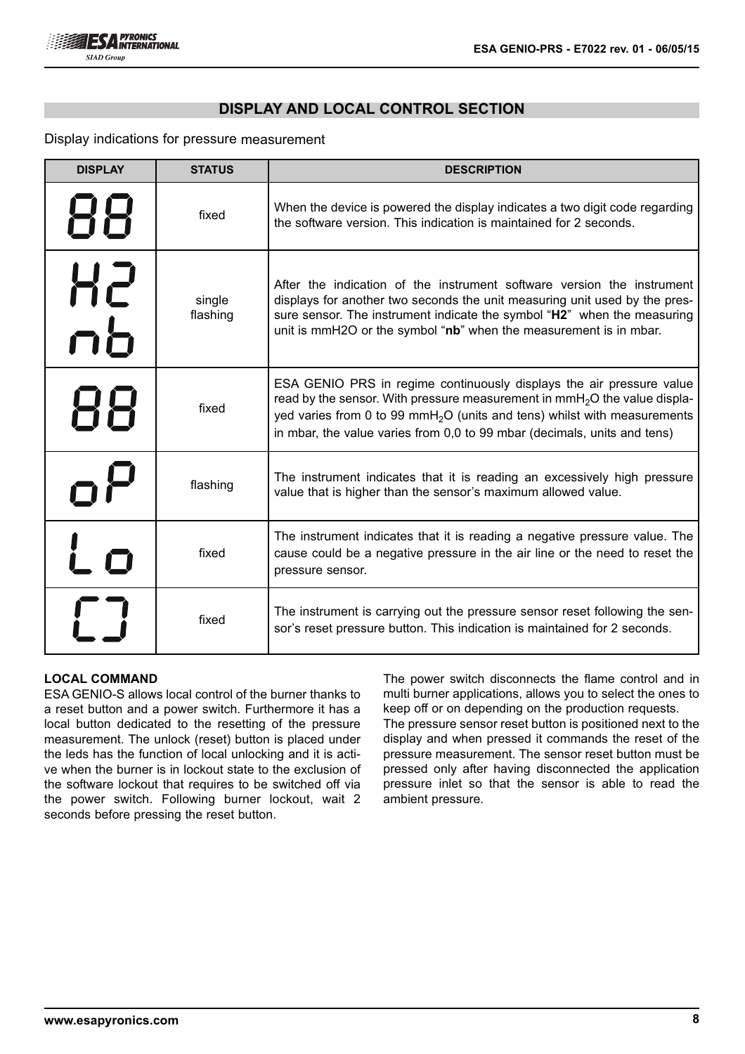## DISPLAY AND LOCAL CONTROL SECTION

Display indications for pressure measurement

| DISPLAY | STATUS | DESCRIPTION |
|---|---|---|
| 88 | fixed | When the device is powered the display indicates a two digit code regarding the software version. This indication is maintained for 2 seconds. |
| H2 nb | single flashing | After the indication of the instrument software version the instrument displays for another two seconds the unit measuring unit used by the pressure sensor. The instrument indicate the symbol "**H2**" when the measuring unit is mmH2O or the symbol "**nb**" when the measurement is in mbar. |
| 88 | fixed | ESA GENIO PRS in regime continuously displays the air pressure value read by the sensor. With pressure measurement in mm$H_2O$ the value displayed varies from 0 to 99 mm$H_2O$ (units and tens) whilst with measurements in mbar, the value varies from 0,0 to 99 mbar (decimals, units and tens) |
| oP | flashing | The instrument indicates that it is reading an excessively high pressure value that is higher than the sensor's maximum allowed value. |
| Lo | fixed | The instrument indicates that it is reading a negative pressure value. The cause could be a negative pressure in the air line or the need to reset the pressure sensor. |
| [] | fixed | The instrument is carrying out the pressure sensor reset following the sensor's reset pressure button. This indication is maintained for 2 seconds. |

**LOCAL COMMAND**

ESA GENIO-S allows local control of the burner thanks to a reset button and a power switch. Furthermore it has a local button dedicated to the resetting of the pressure measurement. The unlock (reset) button is placed under the leds has the function of local unlocking and it is active when the burner is in lockout state to the exclusion of the software lockout that requires to be switched off via the power switch. Following burner lockout, wait 2 seconds before pressing the reset button.

The power switch disconnects the flame control and in multi burner applications, allows you to select the ones to keep off or on depending on the production requests.

The pressure sensor reset button is positioned next to the display and when pressed it commands the reset of the pressure measurement. The sensor reset button must be pressed only after having disconnected the application pressure inlet so that the sensor is able to read the ambient pressure.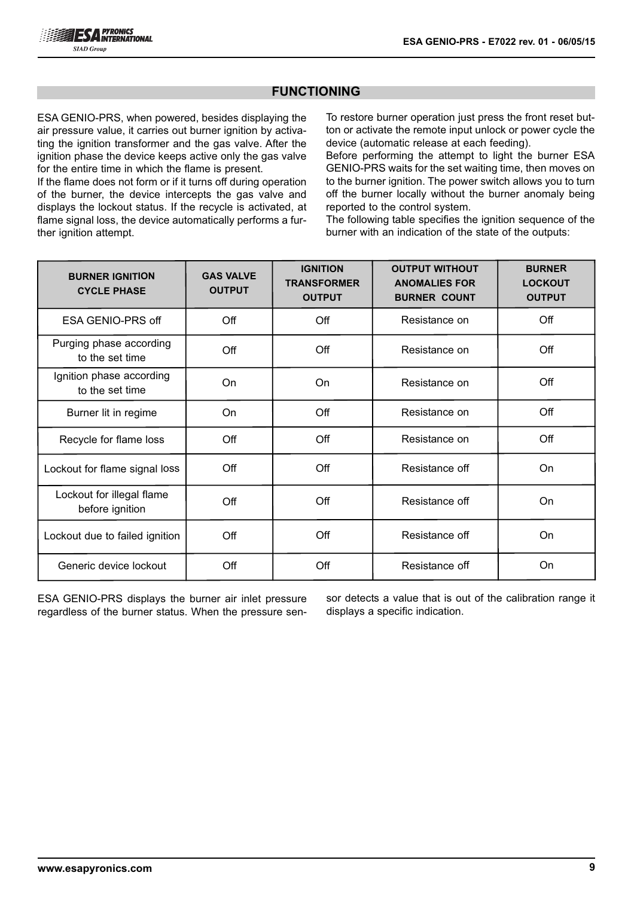## FUNCTIONING

ESA GENIO-PRS, when powered, besides displaying the air pressure value, it carries out burner ignition by activating the ignition transformer and the gas valve. After the ignition phase the device keeps active only the gas valve for the entire time in which the flame is present.

If the flame does not form or if it turns off during operation of the burner, the device intercepts the gas valve and displays the lockout status. If the recycle is activated, at flame signal loss, the device automatically performs a further ignition attempt.

To restore burner operation just press the front reset button or activate the remote input unlock or power cycle the device (automatic release at each feeding).

Before performing the attempt to light the burner ESA GENIO-PRS waits for the set waiting time, then moves on to the burner ignition. The power switch allows you to turn off the burner locally without the burner anomaly being reported to the control system.

The following table specifies the ignition sequence of the burner with an indication of the state of the outputs:

| BURNER IGNITION CYCLE PHASE | GAS VALVE OUTPUT | IGNITION TRANSFORMER OUTPUT | OUTPUT WITHOUT ANOMALIES FOR BURNER COUNT | BURNER LOCKOUT OUTPUT |
|---|---|---|---|---|
| ESA GENIO-PRS off | Off | Off | Resistance on | Off |
| Purging phase according to the set time | Off | Off | Resistance on | Off |
| Ignition phase according to the set time | On | On | Resistance on | Off |
| Burner lit in regime | On | Off | Resistance on | Off |
| Recycle for flame loss | Off | Off | Resistance on | Off |
| Lockout for flame signal loss | Off | Off | Resistance off | On |
| Lockout for illegal flame before ignition | Off | Off | Resistance off | On |
| Lockout due to failed ignition | Off | Off | Resistance off | On |
| Generic device lockout | Off | Off | Resistance off | On |

ESA GENIO-PRS displays the burner air inlet pressure regardless of the burner status. When the pressure sensor detects a value that is out of the calibration range it displays a specific indication.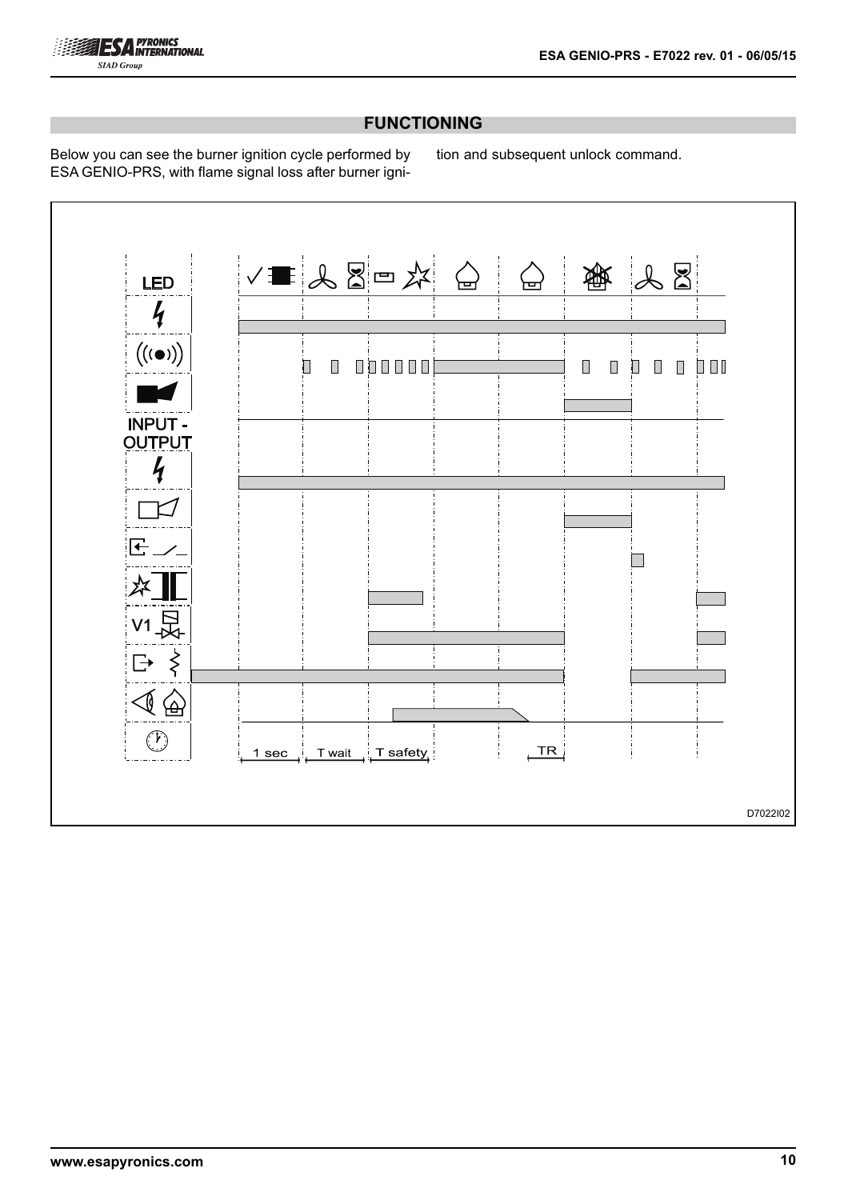## FUNCTIONING

Below you can see the burner ignition cycle performed by ESA GENIO-PRS, with flame signal loss after burner ignition and subsequent unlock command.

LED

INPUT - OUTPUT

V1

1 sec   T wait   T safety   TR

D7022I02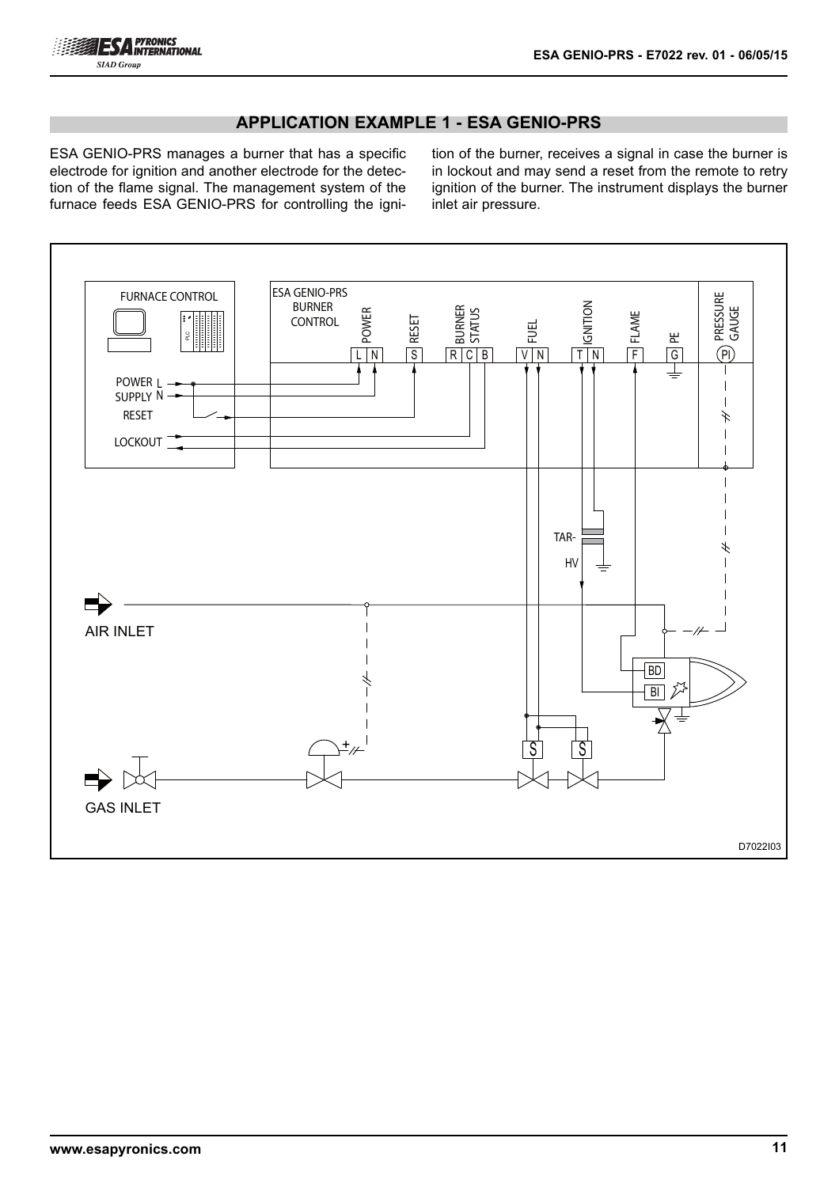## APPLICATION EXAMPLE 1 - ESA GENIO-PRS

ESA GENIO-PRS manages a burner that has a specific electrode for ignition and another electrode for the detection of the flame signal. The management system of the furnace feeds ESA GENIO-PRS for controlling the ignition of the burner, receives a signal in case the burner is in lockout and may send a reset from the remote to retry ignition of the burner. The instrument displays the burner inlet air pressure.

D7022I03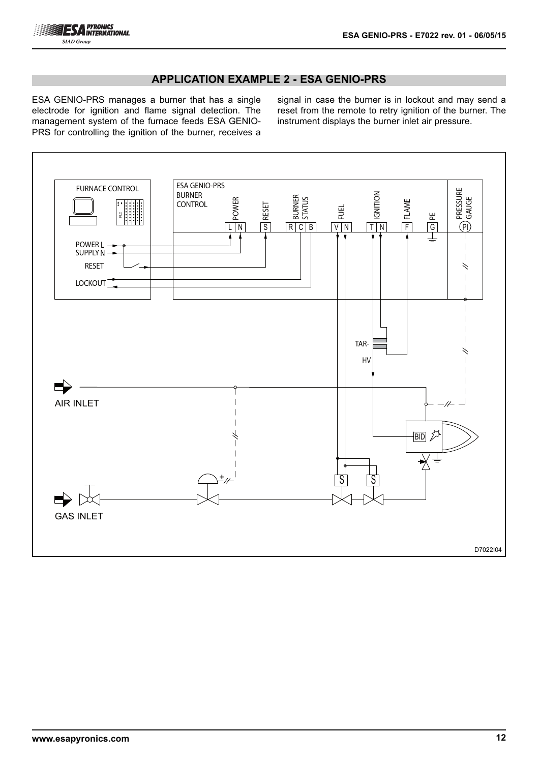## APPLICATION EXAMPLE 2 - ESA GENIO-PRS

ESA GENIO-PRS manages a burner that has a single electrode for ignition and flame signal detection. The management system of the furnace feeds ESA GENIO-PRS for controlling the ignition of the burner, receives a signal in case the burner is in lockout and may send a reset from the remote to retry ignition of the burner. The instrument displays the burner inlet air pressure.

FURNACE CONTROL

POWER L
SUPPLY N

RESET

LOCKOUT

ESA GENIO-PRS
BURNER
CONTROL

POWER L N

RESET S

BURNER STATUS R C B

FUEL V N

IGNITION T N

FLAME F

PE G

PRESSURE GAUGE PI

TAR-
HV

AIR INLET

BID

GAS INLET

D7022I04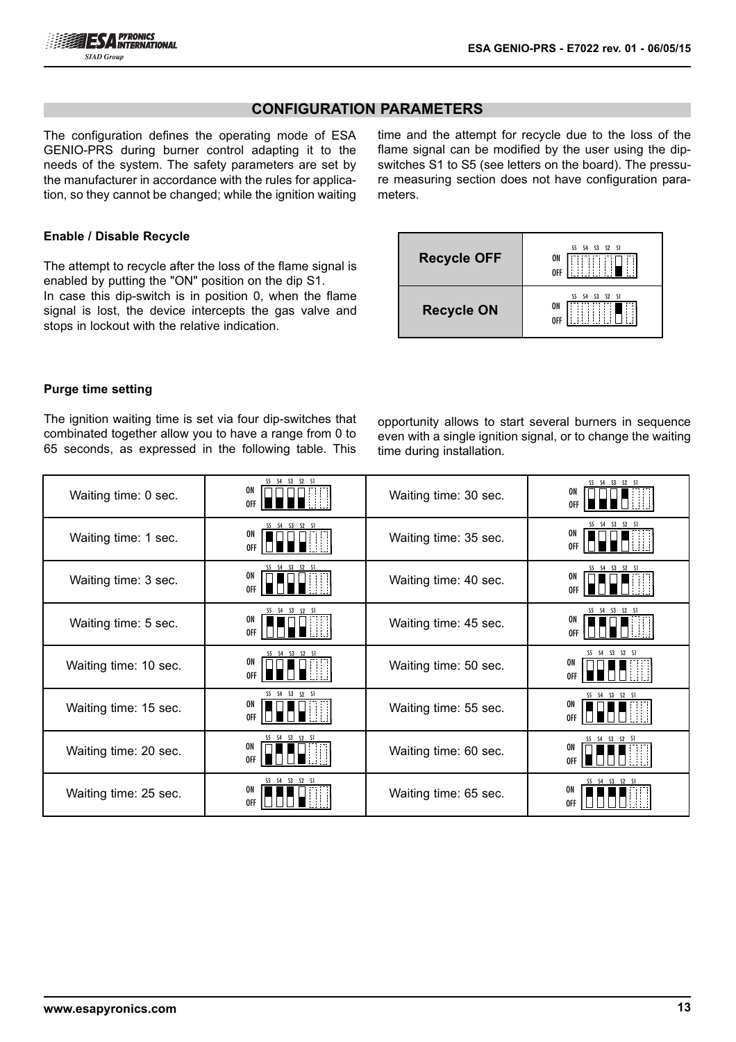## CONFIGURATION PARAMETERS

The configuration defines the operating mode of ESA GENIO-PRS during burner control adapting it to the needs of the system. The safety parameters are set by the manufacturer in accordance with the rules for application, so they cannot be changed; while the ignition waiting time and the attempt for recycle due to the loss of the flame signal can be modified by the user using the dip-switches S1 to S5 (see letters on the board). The pressure measuring section does not have configuration parameters.

### Enable / Disable Recycle

The attempt to recycle after the loss of the flame signal is enabled by putting the "ON" position on the dip S1.
In case this dip-switch is in position 0, when the flame signal is lost, the device intercepts the gas valve and stops in lockout with the relative indication.

| Recycle OFF | S1 OFF |
|---|---|
| **Recycle ON** | S1 ON |

### Purge time setting

The ignition waiting time is set via four dip-switches that combinated together allow you to have a range from 0 to 65 seconds, as expressed in the following table. This opportunity allows to start several burners in sequence even with a single ignition signal, or to change the waiting time during installation.

| Waiting time | S5 | S4 | S3 | S2 | Waiting time | S5 | S4 | S3 | S2 |
|---|---|---|---|---|---|---|---|---|---|
| Waiting time: 0 sec. | OFF | OFF | OFF | OFF | Waiting time: 30 sec. | OFF | OFF | OFF | ON |
| Waiting time: 1 sec. | ON | OFF | OFF | OFF | Waiting time: 35 sec. | ON | OFF | OFF | ON |
| Waiting time: 3 sec. | OFF | ON | OFF | OFF | Waiting time: 40 sec. | OFF | ON | OFF | ON |
| Waiting time: 5 sec. | ON | ON | OFF | OFF | Waiting time: 45 sec. | ON | ON | OFF | ON |
| Waiting time: 10 sec. | OFF | OFF | ON | OFF | Waiting time: 50 sec. | OFF | OFF | ON | ON |
| Waiting time: 15 sec. | ON | OFF | ON | OFF | Waiting time: 55 sec. | ON | OFF | ON | ON |
| Waiting time: 20 sec. | OFF | ON | ON | OFF | Waiting time: 60 sec. | OFF | ON | ON | ON |
| Waiting time: 25 sec. | ON | ON | ON | OFF | Waiting time: 65 sec. | ON | ON | ON | ON |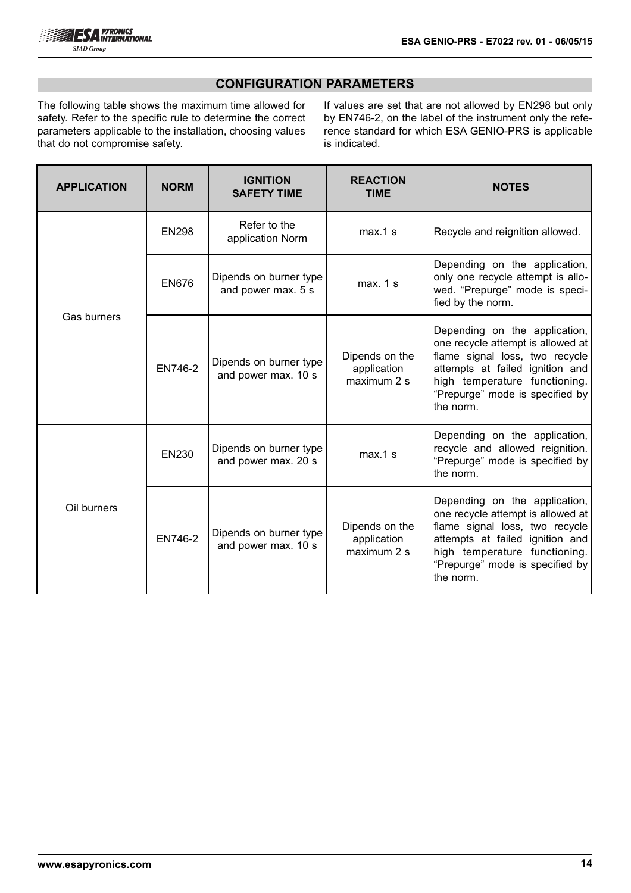## CONFIGURATION PARAMETERS

The following table shows the maximum time allowed for safety. Refer to the specific rule to determine the correct parameters applicable to the installation, choosing values that do not compromise safety.

If values are set that are not allowed by EN298 but only by EN746-2, on the label of the instrument only the reference standard for which ESA GENIO-PRS is applicable is indicated.

| APPLICATION | NORM | IGNITION SAFETY TIME | REACTION TIME | NOTES |
|---|---|---|---|---|
| Gas burners | EN298 | Refer to the application Norm | max.1 s | Recycle and reignition allowed. |
| | EN676 | Dipends on burner type and power max. 5 s | max. 1 s | Depending on the application, only one recycle attempt is allowed. “Prepurge” mode is specified by the norm. |
| | EN746-2 | Dipends on burner type and power max. 10 s | Dipends on the application maximum 2 s | Depending on the application, one recycle attempt is allowed at flame signal loss, two recycle attempts at failed ignition and high temperature functioning. “Prepurge” mode is specified by the norm. |
| Oil burners | EN230 | Dipends on burner type and power max. 20 s | max.1 s | Depending on the application, recycle and allowed reignition. “Prepurge” mode is specified by the norm. |
| | EN746-2 | Dipends on burner type and power max. 10 s | Dipends on the application maximum 2 s | Depending on the application, one recycle attempt is allowed at flame signal loss, two recycle attempts at failed ignition and high temperature functioning. “Prepurge” mode is specified by the norm. |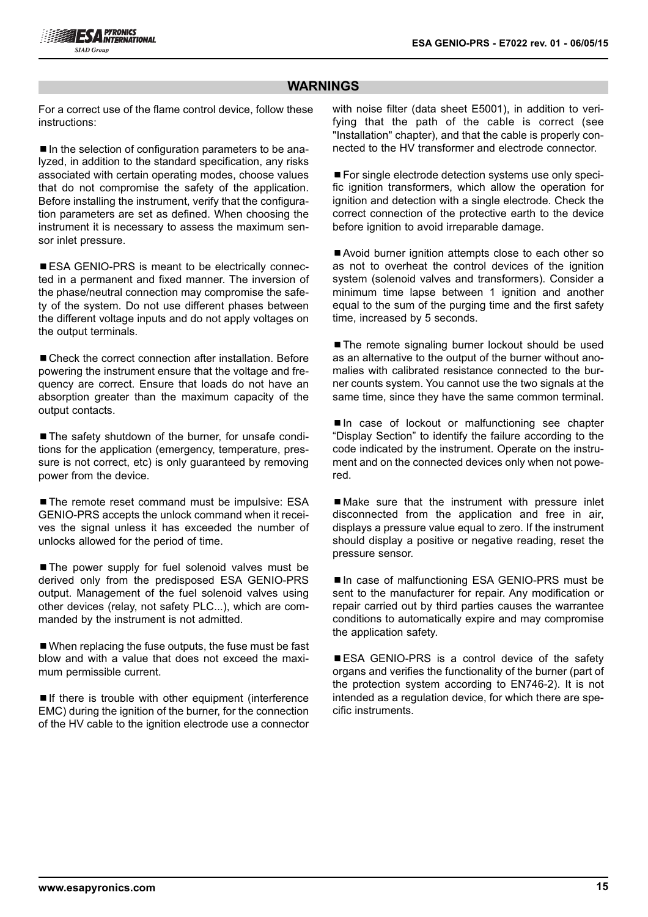## WARNINGS

For a correct use of the flame control device, follow these instructions:

■ In the selection of configuration parameters to be analyzed, in addition to the standard specification, any risks associated with certain operating modes, choose values that do not compromise the safety of the application. Before installing the instrument, verify that the configuration parameters are set as defined. When choosing the instrument it is necessary to assess the maximum sensor inlet pressure.

■ ESA GENIO-PRS is meant to be electrically connected in a permanent and fixed manner. The inversion of the phase/neutral connection may compromise the safety of the system. Do not use different phases between the different voltage inputs and do not apply voltages on the output terminals.

■ Check the correct connection after installation. Before powering the instrument ensure that the voltage and frequency are correct. Ensure that loads do not have an absorption greater than the maximum capacity of the output contacts.

■ The safety shutdown of the burner, for unsafe conditions for the application (emergency, temperature, pressure is not correct, etc) is only guaranteed by removing power from the device.

■ The remote reset command must be impulsive: ESA GENIO-PRS accepts the unlock command when it receives the signal unless it has exceeded the number of unlocks allowed for the period of time.

■ The power supply for fuel solenoid valves must be derived only from the predisposed ESA GENIO-PRS output. Management of the fuel solenoid valves using other devices (relay, not safety PLC...), which are commanded by the instrument is not admitted.

■ When replacing the fuse outputs, the fuse must be fast blow and with a value that does not exceed the maximum permissible current.

■ If there is trouble with other equipment (interference EMC) during the ignition of the burner, for the connection of the HV cable to the ignition electrode use a connector with noise filter (data sheet E5001), in addition to verifying that the path of the cable is correct (see "Installation" chapter), and that the cable is properly connected to the HV transformer and electrode connector.

■ For single electrode detection systems use only specific ignition transformers, which allow the operation for ignition and detection with a single electrode. Check the correct connection of the protective earth to the device before ignition to avoid irreparable damage.

■ Avoid burner ignition attempts close to each other so as not to overheat the control devices of the ignition system (solenoid valves and transformers). Consider a minimum time lapse between 1 ignition and another equal to the sum of the purging time and the first safety time, increased by 5 seconds.

■ The remote signaling burner lockout should be used as an alternative to the output of the burner without anomalies with calibrated resistance connected to the burner counts system. You cannot use the two signals at the same time, since they have the same common terminal.

■ In case of lockout or malfunctioning see chapter “Display Section” to identify the failure according to the code indicated by the instrument. Operate on the instrument and on the connected devices only when not powered.

■ Make sure that the instrument with pressure inlet disconnected from the application and free in air, displays a pressure value equal to zero. If the instrument should display a positive or negative reading, reset the pressure sensor.

■ In case of malfunctioning ESA GENIO-PRS must be sent to the manufacturer for repair. Any modification or repair carried out by third parties causes the warrantee conditions to automatically expire and may compromise the application safety.

■ ESA GENIO-PRS is a control device of the safety organs and verifies the functionality of the burner (part of the protection system according to EN746-2). It is not intended as a regulation device, for which there are specific instruments.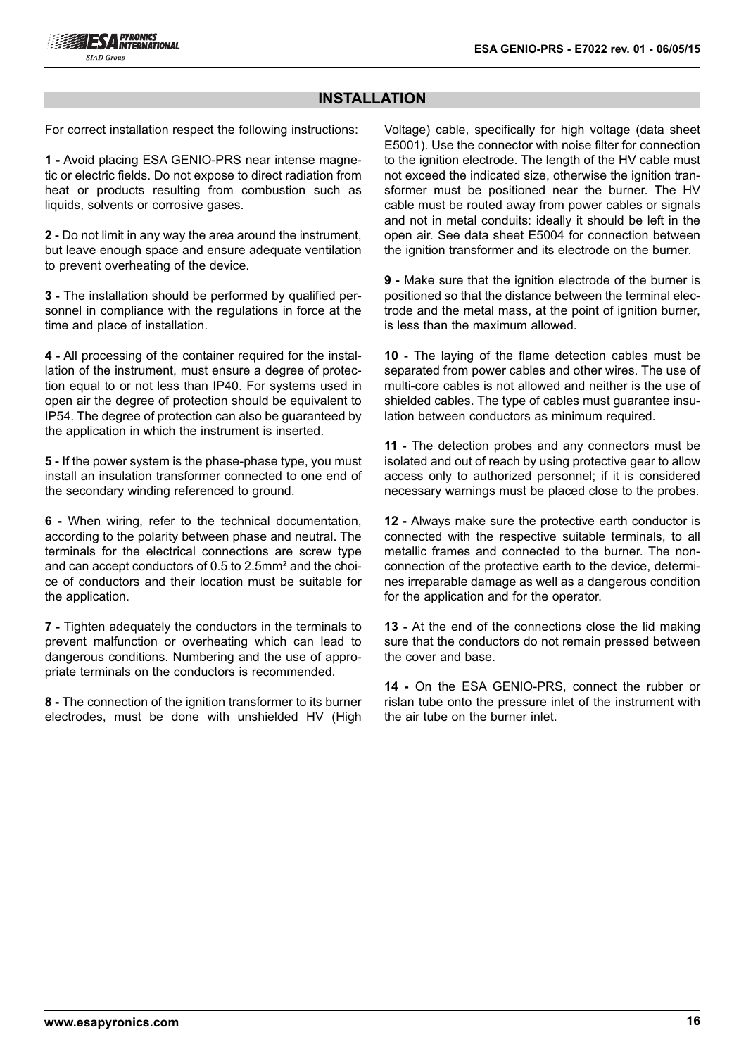## INSTALLATION

For correct installation respect the following instructions:

**1 -** Avoid placing ESA GENIO-PRS near intense magnetic or electric fields. Do not expose to direct radiation from heat or products resulting from combustion such as liquids, solvents or corrosive gases.

**2 -** Do not limit in any way the area around the instrument, but leave enough space and ensure adequate ventilation to prevent overheating of the device.

**3 -** The installation should be performed by qualified personnel in compliance with the regulations in force at the time and place of installation.

**4 -** All processing of the container required for the installation of the instrument, must ensure a degree of protection equal to or not less than IP40. For systems used in open air the degree of protection should be equivalent to IP54. The degree of protection can also be guaranteed by the application in which the instrument is inserted.

**5 -** If the power system is the phase-phase type, you must install an insulation transformer connected to one end of the secondary winding referenced to ground.

**6 -** When wiring, refer to the technical documentation, according to the polarity between phase and neutral. The terminals for the electrical connections are screw type and can accept conductors of 0.5 to 2.5mm² and the choice of conductors and their location must be suitable for the application.

**7 -** Tighten adequately the conductors in the terminals to prevent malfunction or overheating which can lead to dangerous conditions. Numbering and the use of appropriate terminals on the conductors is recommended.

**8 -** The connection of the ignition transformer to its burner electrodes, must be done with unshielded HV (High Voltage) cable, specifically for high voltage (data sheet E5001). Use the connector with noise filter for connection to the ignition electrode. The length of the HV cable must not exceed the indicated size, otherwise the ignition transformer must be positioned near the burner. The HV cable must be routed away from power cables or signals and not in metal conduits: ideally it should be left in the open air. See data sheet E5004 for connection between the ignition transformer and its electrode on the burner.

**9 -** Make sure that the ignition electrode of the burner is positioned so that the distance between the terminal electrode and the metal mass, at the point of ignition burner, is less than the maximum allowed.

**10 -** The laying of the flame detection cables must be separated from power cables and other wires. The use of multi-core cables is not allowed and neither is the use of shielded cables. The type of cables must guarantee insulation between conductors as minimum required.

**11 -** The detection probes and any connectors must be isolated and out of reach by using protective gear to allow access only to authorized personnel; if it is considered necessary warnings must be placed close to the probes.

**12 -** Always make sure the protective earth conductor is connected with the respective suitable terminals, to all metallic frames and connected to the burner. The non-connection of the protective earth to the device, determines irreparable damage as well as a dangerous condition for the application and for the operator.

**13 -** At the end of the connections close the lid making sure that the conductors do not remain pressed between the cover and base.

**14 -** On the ESA GENIO-PRS, connect the rubber or rislan tube onto the pressure inlet of the instrument with the air tube on the burner inlet.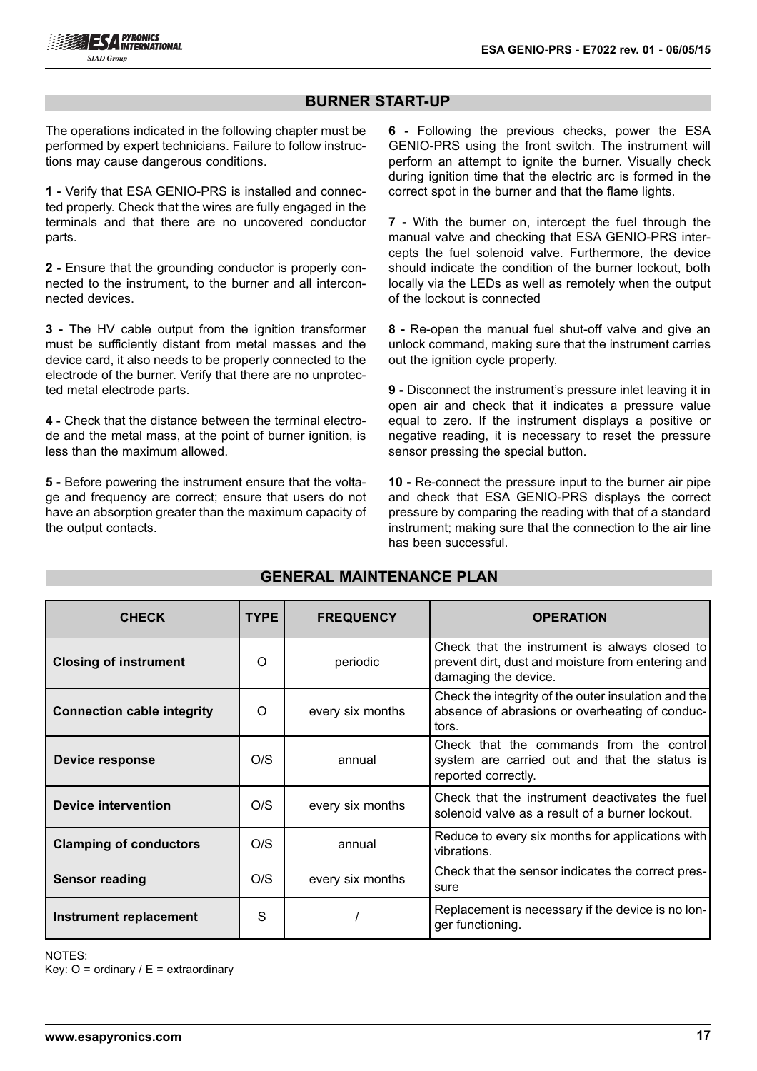## BURNER START-UP

The operations indicated in the following chapter must be performed by expert technicians. Failure to follow instructions may cause dangerous conditions.

**1 -** Verify that ESA GENIO-PRS is installed and connected properly. Check that the wires are fully engaged in the terminals and that there are no uncovered conductor parts.

**2 -** Ensure that the grounding conductor is properly connected to the instrument, to the burner and all interconnected devices.

**3 -** The HV cable output from the ignition transformer must be sufficiently distant from metal masses and the device card, it also needs to be properly connected to the electrode of the burner. Verify that there are no unprotected metal electrode parts.

**4 -** Check that the distance between the terminal electrode and the metal mass, at the point of burner ignition, is less than the maximum allowed.

**5 -** Before powering the instrument ensure that the voltage and frequency are correct; ensure that users do not have an absorption greater than the maximum capacity of the output contacts.

**6 -** Following the previous checks, power the ESA GENIO-PRS using the front switch. The instrument will perform an attempt to ignite the burner. Visually check during ignition time that the electric arc is formed in the correct spot in the burner and that the flame lights.

**7 -** With the burner on, intercept the fuel through the manual valve and checking that ESA GENIO-PRS intercepts the fuel solenoid valve. Furthermore, the device should indicate the condition of the burner lockout, both locally via the LEDs as well as remotely when the output of the lockout is connected

**8 -** Re-open the manual fuel shut-off valve and give an unlock command, making sure that the instrument carries out the ignition cycle properly.

**9 -** Disconnect the instrument's pressure inlet leaving it in open air and check that it indicates a pressure value equal to zero. If the instrument displays a positive or negative reading, it is necessary to reset the pressure sensor pressing the special button.

**10 -** Re-connect the pressure input to the burner air pipe and check that ESA GENIO-PRS displays the correct pressure by comparing the reading with that of a standard instrument; making sure that the connection to the air line has been successful.

## GENERAL MAINTENANCE PLAN

| CHECK | TYPE | FREQUENCY | OPERATION |
|---|---|---|---|
| **Closing of instrument** | O | periodic | Check that the instrument is always closed to prevent dirt, dust and moisture from entering and damaging the device. |
| **Connection cable integrity** | O | every six months | Check the integrity of the outer insulation and the absence of abrasions or overheating of conductors. |
| **Device response** | O/S | annual | Check that the commands from the control system are carried out and that the status is reported correctly. |
| **Device intervention** | O/S | every six months | Check that the instrument deactivates the fuel solenoid valve as a result of a burner lockout. |
| **Clamping of conductors** | O/S | annual | Reduce to every six months for applications with vibrations. |
| **Sensor reading** | O/S | every six months | Check that the sensor indicates the correct pressure |
| **Instrument replacement** | S | / | Replacement is necessary if the device is no longer functioning. |

NOTES:
Key: O = ordinary / E = extraordinary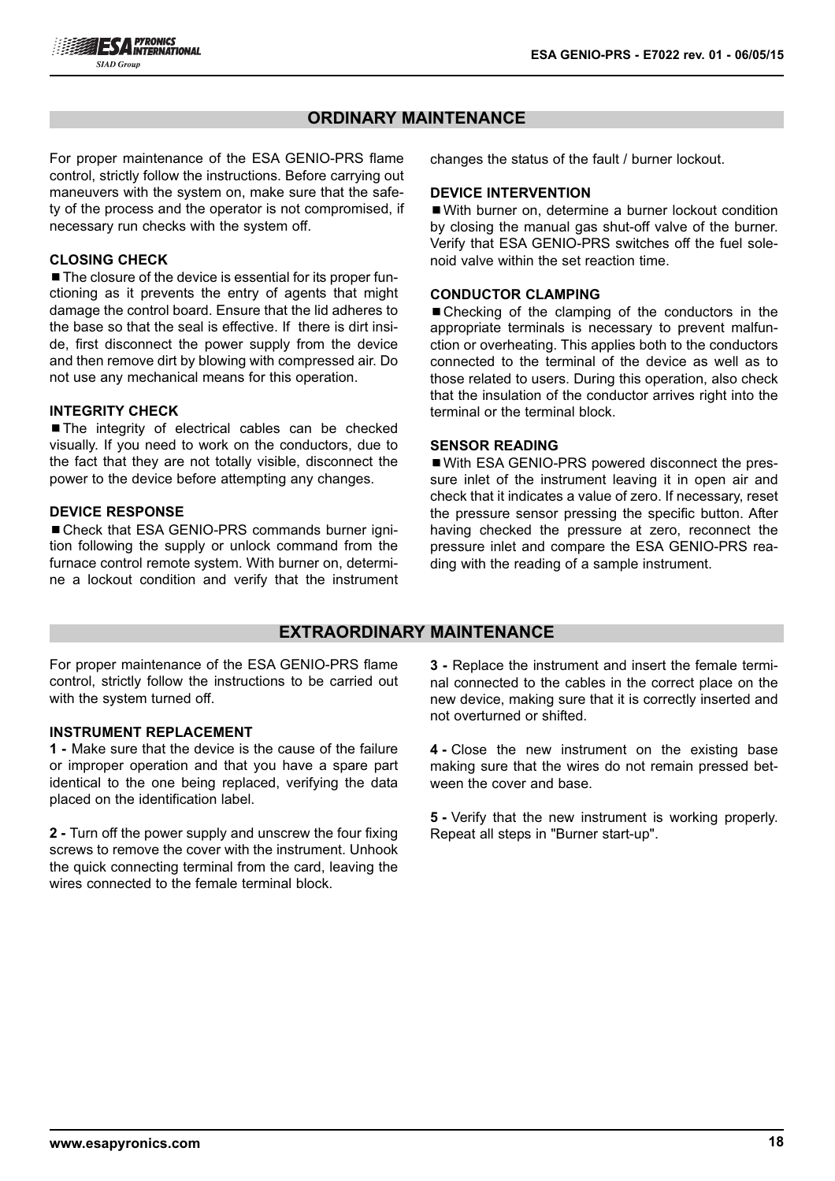## ORDINARY MAINTENANCE

For proper maintenance of the ESA GENIO-PRS flame control, strictly follow the instructions. Before carrying out maneuvers with the system on, make sure that the safety of the process and the operator is not compromised, if necessary run checks with the system off.

### CLOSING CHECK

■ The closure of the device is essential for its proper functioning as it prevents the entry of agents that might damage the control board. Ensure that the lid adheres to the base so that the seal is effective. If there is dirt inside, first disconnect the power supply from the device and then remove dirt by blowing with compressed air. Do not use any mechanical means for this operation.

### INTEGRITY CHECK

■ The integrity of electrical cables can be checked visually. If you need to work on the conductors, due to the fact that they are not totally visible, disconnect the power to the device before attempting any changes.

### DEVICE RESPONSE

■ Check that ESA GENIO-PRS commands burner ignition following the supply or unlock command from the furnace control remote system. With burner on, determine a lockout condition and verify that the instrument changes the status of the fault / burner lockout.

### DEVICE INTERVENTION

■ With burner on, determine a burner lockout condition by closing the manual gas shut-off valve of the burner. Verify that ESA GENIO-PRS switches off the fuel solenoid valve within the set reaction time.

### CONDUCTOR CLAMPING

■ Checking of the clamping of the conductors in the appropriate terminals is necessary to prevent malfunction or overheating. This applies both to the conductors connected to the terminal of the device as well as to those related to users. During this operation, also check that the insulation of the conductor arrives right into the terminal or the terminal block.

### SENSOR READING

■ With ESA GENIO-PRS powered disconnect the pressure inlet of the instrument leaving it in open air and check that it indicates a value of zero. If necessary, reset the pressure sensor pressing the specific button. After having checked the pressure at zero, reconnect the pressure inlet and compare the ESA GENIO-PRS reading with the reading of a sample instrument.

## EXTRAORDINARY MAINTENANCE

For proper maintenance of the ESA GENIO-PRS flame control, strictly follow the instructions to be carried out with the system turned off.

### INSTRUMENT REPLACEMENT

**1 -** Make sure that the device is the cause of the failure or improper operation and that you have a spare part identical to the one being replaced, verifying the data placed on the identification label.

**2 -** Turn off the power supply and unscrew the four fixing screws to remove the cover with the instrument. Unhook the quick connecting terminal from the card, leaving the wires connected to the female terminal block.

**3 -** Replace the instrument and insert the female terminal connected to the cables in the correct place on the new device, making sure that it is correctly inserted and not overturned or shifted.

**4 -** Close the new instrument on the existing base making sure that the wires do not remain pressed between the cover and base.

**5 -** Verify that the new instrument is working properly. Repeat all steps in "Burner start-up".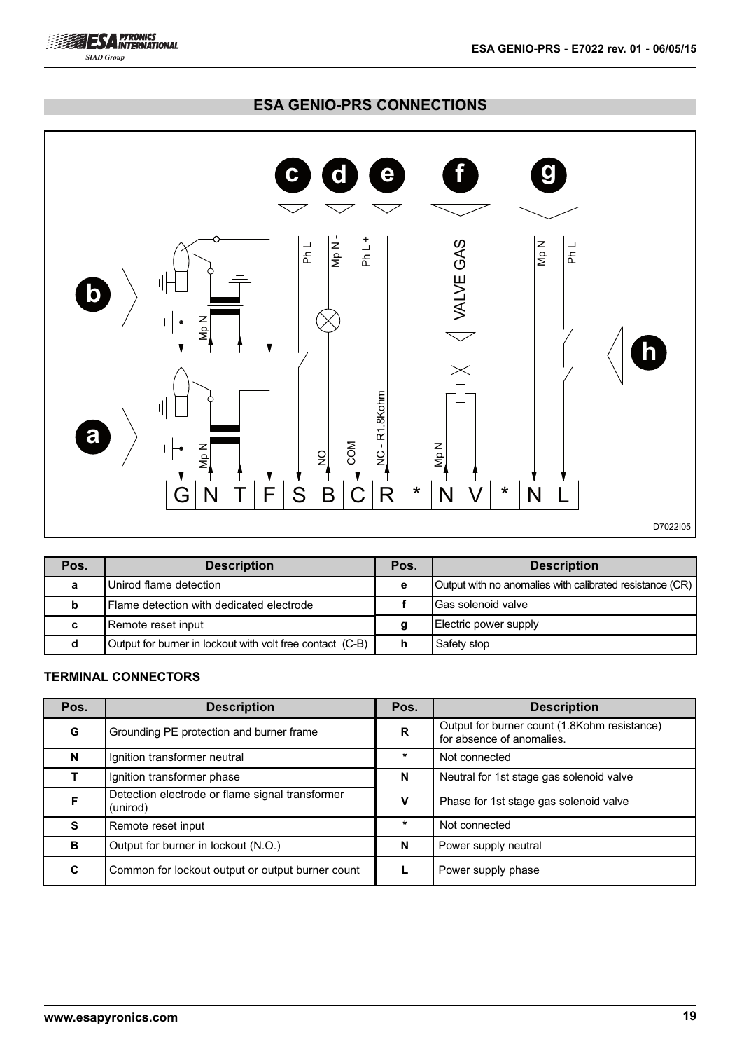## ESA GENIO-PRS CONNECTIONS

D7022I05

| Pos. | Description | Pos. | Description |
|---|---|---|---|
| a | Unirod flame detection | e | Output with no anomalies with calibrated resistance (CR) |
| b | Flame detection with dedicated electrode | f | Gas solenoid valve |
| c | Remote reset input | g | Electric power supply |
| d | Output for burner in lockout with volt free contact (C-B) | h | Safety stop |

### TERMINAL CONNECTORS

| Pos. | Description | Pos. | Description |
|---|---|---|---|
| G | Grounding PE protection and burner frame | R | Output for burner count (1.8Kohm resistance) for absence of anomalies. |
| N | Ignition transformer neutral | * | Not connected |
| T | Ignition transformer phase | N | Neutral for 1st stage gas solenoid valve |
| F | Detection electrode or flame signal transformer (unirod) | V | Phase for 1st stage gas solenoid valve |
| S | Remote reset input | * | Not connected |
| B | Output for burner in lockout (N.O.) | N | Power supply neutral |
| C | Common for lockout output or output burner count | L | Power supply phase |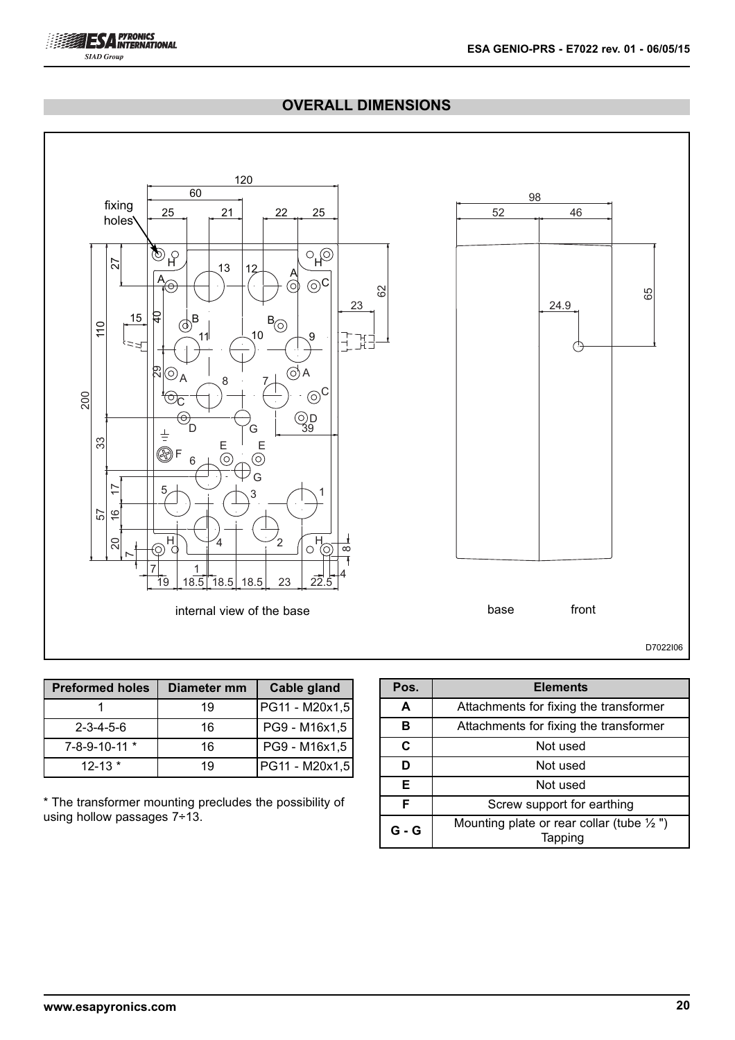## OVERALL DIMENSIONS

internal view of the base

base front

D7022I06

| Preformed holes | Diameter mm | Cable gland |
| --- | --- | --- |
| 1 | 19 | PG11 - M20x1,5 |
| 2-3-4-5-6 | 16 | PG9 - M16x1,5 |
| 7-8-9-10-11 * | 16 | PG9 - M16x1,5 |
| 12-13 * | 19 | PG11 - M20x1,5 |

* The transformer mounting precludes the possibility of using hollow passages 7÷13.

| Pos. | Elements |
| --- | --- |
| **A** | Attachments for fixing the transformer |
| **B** | Attachments for fixing the transformer |
| **C** | Not used |
| **D** | Not used |
| **E** | Not used |
| **F** | Screw support for earthing |
| **G - G** | Mounting plate or rear collar (tube ½ ") Tapping |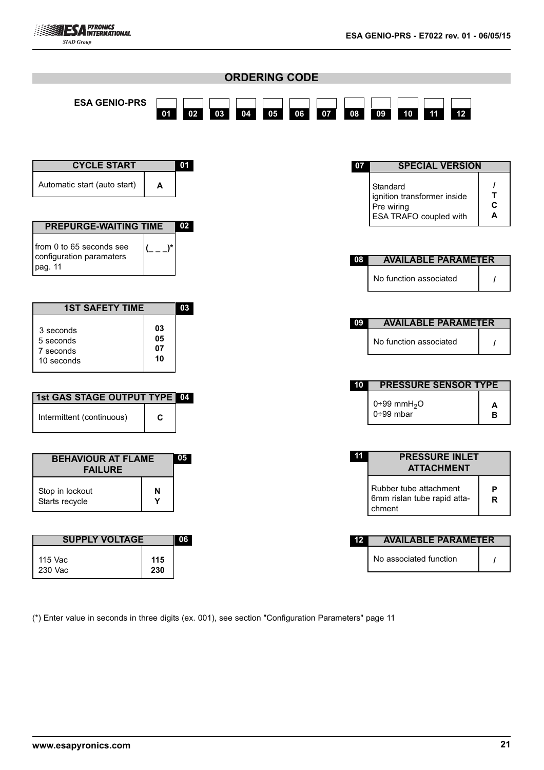## ORDERING CODE

**ESA GENIO-PRS** 01 02 03 04 05 06 07 08 09 10 11 12

| CYCLE START | 01 |
|---|---|
| Automatic start (auto start) | A |

| PREPURGE-WAITING TIME | 02 |
|---|---|
| from 0 to 65 seconds see configuration paramaters pag. 11 | (_ _ _)* |

| 1ST SAFETY TIME | 03 |
|---|---|
| 3 seconds | 03 |
| 5 seconds | 05 |
| 7 seconds | 07 |
| 10 seconds | 10 |

| 1st GAS STAGE OUTPUT TYPE | 04 |
|---|---|
| Intermittent (continuous) | C |

| BEHAVIOUR AT FLAME FAILURE | 05 |
|---|---|
| Stop in lockout | N |
| Starts recycle | Y |

| SUPPLY VOLTAGE | 06 |
|---|---|
| 115 Vac | 115 |
| 230 Vac | 230 |

| 07 | SPECIAL VERSION |
|---|---|
| Standard | / |
| ignition transformer inside | T |
| Pre wiring | C |
| ESA TRAFO coupled with | A |

| 08 | AVAILABLE PARAMETER |
|---|---|
| No function associated | / |

| 09 | AVAILABLE PARAMETER |
|---|---|
| No function associated | / |

| 10 | PRESSURE SENSOR TYPE |
|---|---|
| 0÷99 mm$H_2O$ | A |
| 0÷99 mbar | B |

| 11 | PRESSURE INLET ATTACHMENT |
|---|---|
| Rubber tube attachment | P |
| 6mm rislan tube rapid attachment | R |

| 12 | AVAILABLE PARAMETER |
|---|---|
| No associated function | / |

(*) Enter value in seconds in three digits (ex. 001), see section "Configuration Parameters" page 11